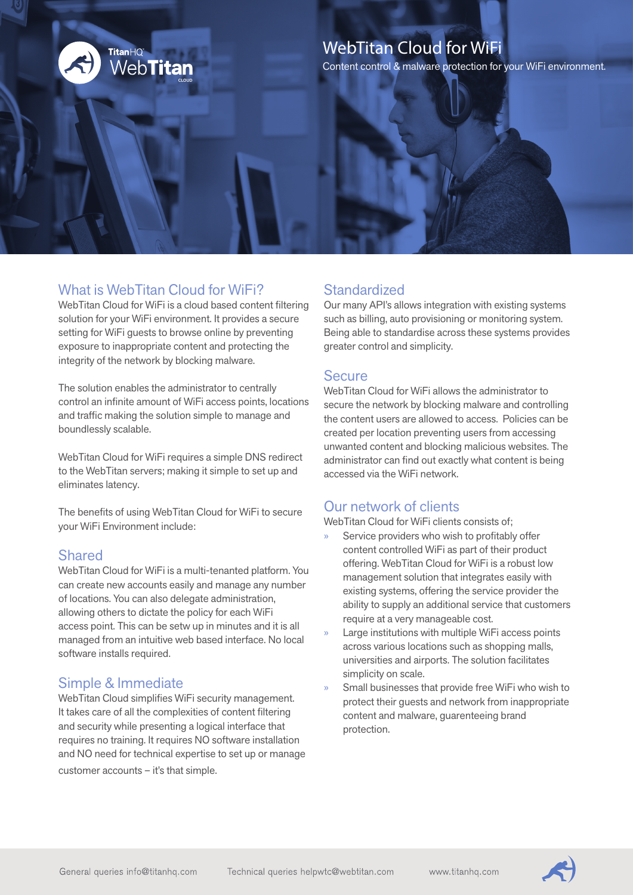# WebTitan Cloud for WiFi

Content control & malware protection for your WiFi environment.

## What is WebTitan Cloud for WiFi?

WebTitan Cloud for WiFi is a cloud based content filtering solution for your WiFi environment. It provides a secure setting for WiFi guests to browse online by preventing exposure to inappropriate content and protecting the integrity of the network by blocking malware.

The solution enables the administrator to centrally control an infinite amount of WiFi access points, locations and traffic making the solution simple to manage and boundlessly scalable.

WebTitan Cloud for WiFi requires a simple DNS redirect to the WebTitan servers; making it simple to set up and eliminates latency.

The benefits of using WebTitan Cloud for WiFi to secure your WiFi Environment include:

## Shared

WebTitan Cloud for WiFi is a multi-tenanted platform. You can create new accounts easily and manage any number of locations. You can also delegate administration, allowing others to dictate the policy for each WiFi access point. This can be setw up in minutes and it is all managed from an intuitive web based interface. No local software installs required.

## Simple & Immediate

WebTitan Cloud simplifies WiFi security management. It takes care of all the complexities of content filtering and security while presenting a logical interface that requires no training. It requires NO software installation and NO need for technical expertise to set up or manage customer accounts – it's that simple.

## Standardized

Our many API's allows integration with existing systems such as billing, auto provisioning or monitoring system. Being able to standardise across these systems provides greater control and simplicity.

## Secure

WebTitan Cloud for WiFi allows the administrator to secure the network by blocking malware and controlling the content users are allowed to access. Policies can be created per location preventing users from accessing unwanted content and blocking malicious websites. The administrator can find out exactly what content is being accessed via the WiFi network.

## Our network of clients

WebTitan Cloud for WiFi clients consists of;

- Service providers who wish to profitably offer content controlled WiFi as part of their product offering. WebTitan Cloud for WiFi is a robust low management solution that integrates easily with existing systems, offering the service provider the ability to supply an additional service that customers require at a very manageable cost.
- Large institutions with multiple WiFi access points across various locations such as shopping malls, universities and airports. The solution facilitates simplicity on scale.
- Small businesses that provide free WiFi who wish to protect their guests and network from inappropriate content and malware, guarenteeing brand protection.

General queries info@titanhq.com Technical queries helpwtc@webtitan.com www.titanhq.com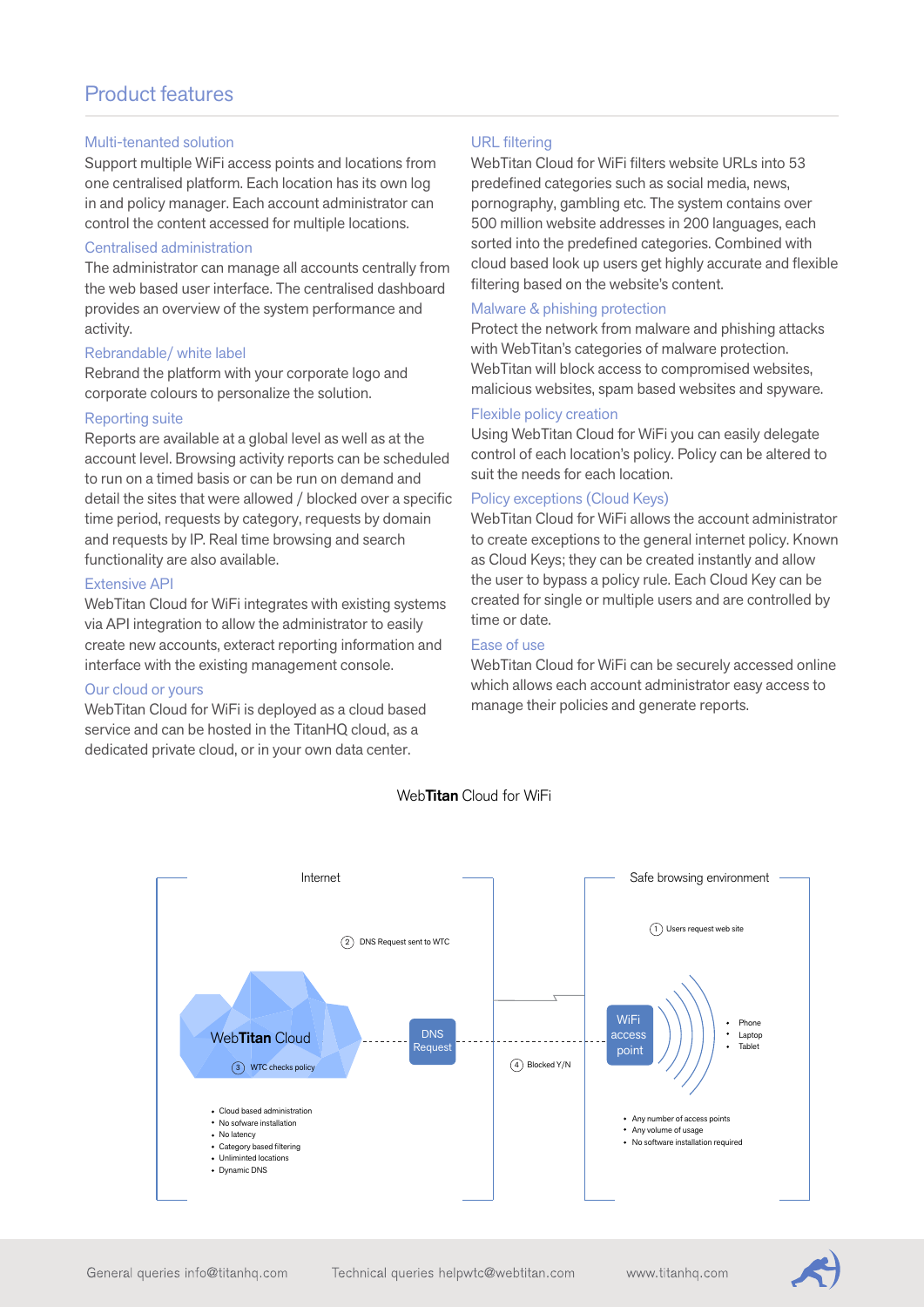# Product features

## Multi-tenanted solution

Support multiple WiFi access points and locations from one centralised platform. Each location has its own log in and policy manager. Each account administrator can control the content accessed for multiple locations.

## Centralised administration

The administrator can manage all accounts centrally from the web based user interface. The centralised dashboard provides an overview of the system performance and activity.

## Rebrandable/ white label

Rebrand the platform with your corporate logo and corporate colours to personalize the solution.

## Reporting suite

Reports are available at a global level as well as at the account level. Browsing activity reports can be scheduled to run on a timed basis or can be run on demand and detail the sites that were allowed / blocked over a specific time period, requests by category, requests by domain and requests by IP. Real time browsing and search functionality are also available.

## Extensive API

WebTitan Cloud for WiFi integrates with existing systems via API integration to allow the administrator to easily create new accounts, exteract reporting information and interface with the existing management console.

## Our cloud or yours

WebTitan Cloud for WiFi is deployed as a cloud based service and can be hosted in the TitanHQ cloud, as a dedicated private cloud, or in your own data center.

## URL filtering

WebTitan Cloud for WiFi filters website URLs into 53 predefined categories such as social media, news, pornography, gambling etc. The system contains over 500 million website addresses in 200 languages, each sorted into the predefined categories. Combined with cloud based look up users get highly accurate and flexible filtering based on the website's content.

## Malware & phishing protection

Protect the network from malware and phishing attacks with WebTitan's categories of malware protection. WebTitan will block access to compromised websites, malicious websites, spam based websites and spyware.

## Flexible policy creation

Using WebTitan Cloud for WiFi you can easily delegate control of each location's policy. Policy can be altered to suit the needs for each location.

## Policy exceptions (Cloud Keys)

WebTitan Cloud for WiFi allows the account administrator to create exceptions to the general internet policy. Known as Cloud Keys; they can be created instantly and allow the user to bypass a policy rule. Each Cloud Key can be created for single or multiple users and are controlled by time or date.

## Ease of use

WebTitan Cloud for WiFi can be securely accessed online which allows each account administrator easy access to manage their policies and generate reports.

Web**Titan** Cloud for WiFi

**Internet**

2. DNS Request sent to WTC

Web**Titan** Cloud

3. WTC checks policy

DNS Request

4. Blocked Y/N

- Cloud based administration
- No sofware installation
- No latency
- Category based filtering
- Unliminted locations
- Dynamic DNS

**Safe browsing environment**

1. Users request web site

WiFi access point

- Phone
- Laptop
- Tablet

- Any number of access points
- Any volume of usage
- No software installation required

General queries info@titanhq.com Technical queries helpwtc@webtitan.com www.titanhq.com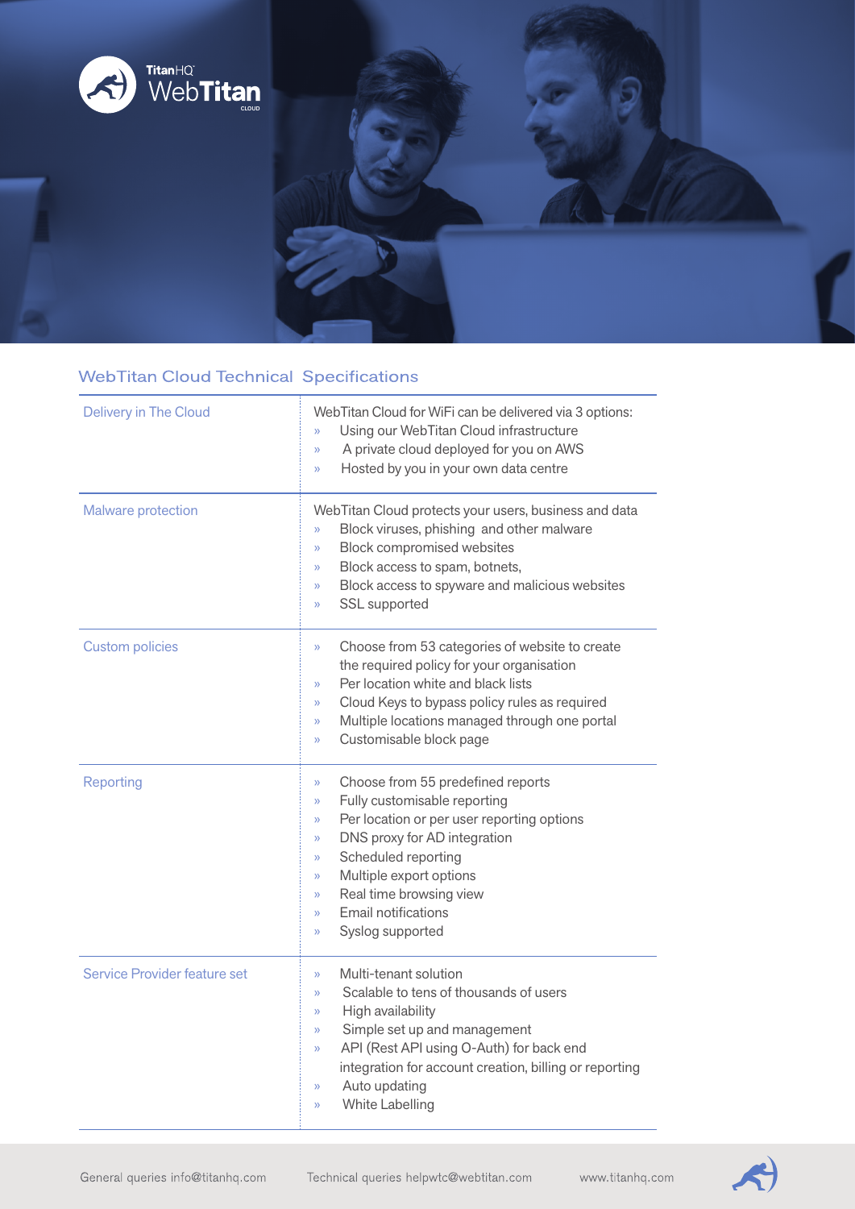TitanHQ WebTitan CLOUD

## WebTitan Cloud Technical Specifications

| | |
|---|---|
| Delivery in The Cloud | WebTitan Cloud for WiFi can be delivered via 3 options:<br>» Using our WebTitan Cloud infrastructure<br>» A private cloud deployed for you on AWS<br>» Hosted by you in your own data centre |
| Malware protection | WebTitan Cloud protects your users, business and data<br>» Block viruses, phishing and other malware<br>» Block compromised websites<br>» Block access to spam, botnets,<br>» Block access to spyware and malicious websites<br>» SSL supported |
| Custom policies | » Choose from 53 categories of website to create the required policy for your organisation<br>» Per location white and black lists<br>» Cloud Keys to bypass policy rules as required<br>» Multiple locations managed through one portal<br>» Customisable block page |
| Reporting | » Choose from 55 predefined reports<br>» Fully customisable reporting<br>» Per location or per user reporting options<br>» DNS proxy for AD integration<br>» Scheduled reporting<br>» Multiple export options<br>» Real time browsing view<br>» Email notifications<br>» Syslog supported |
| Service Provider feature set | » Multi-tenant solution<br>» Scalable to tens of thousands of users<br>» High availability<br>» Simple set up and management<br>» API (Rest API using O-Auth) for back end integration for account creation, billing or reporting<br>» Auto updating<br>» White Labelling |

General queries info@titanhq.com Technical queries helpwtc@webtitan.com www.titanhq.com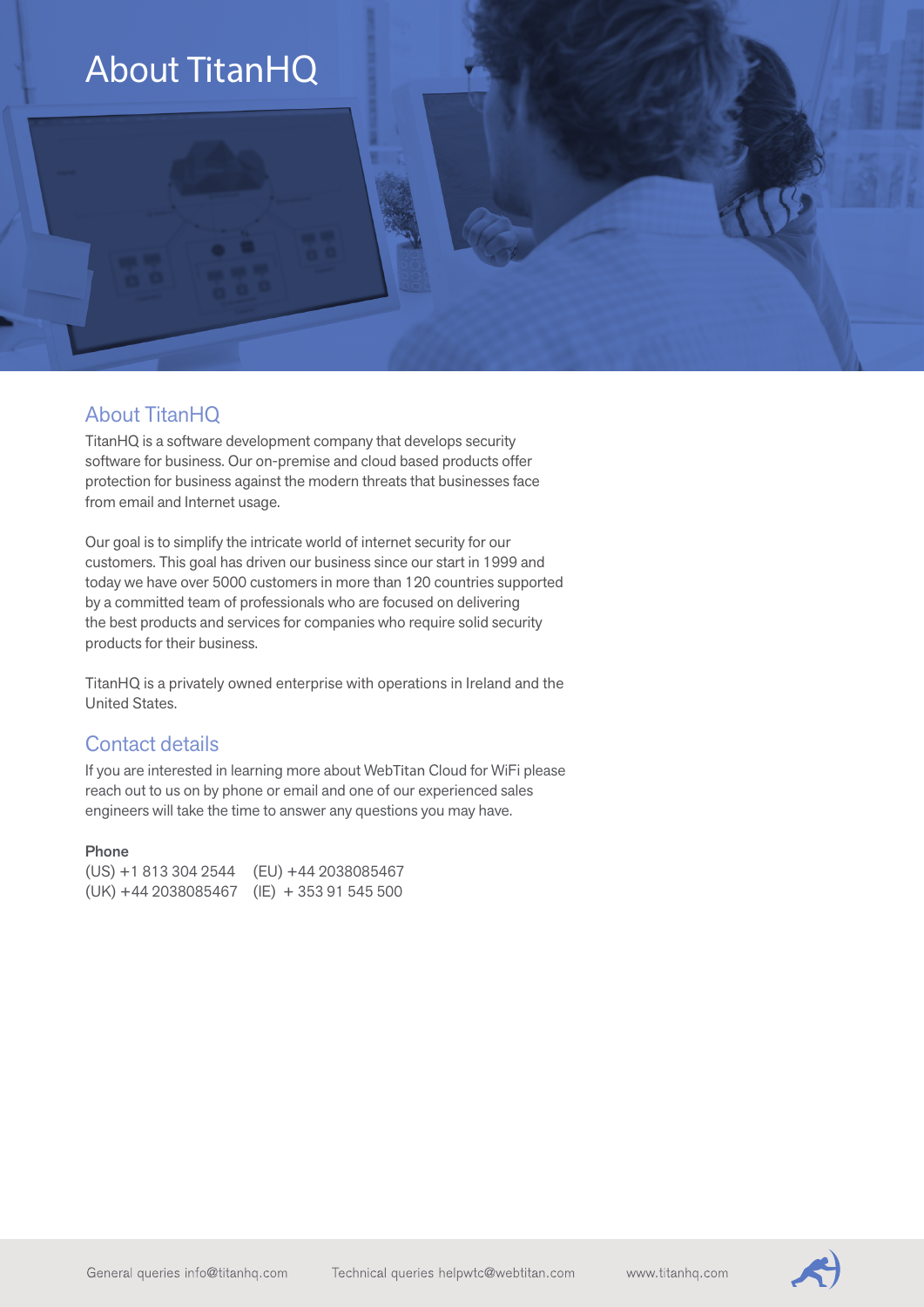# About TitanHQ

## About TitanHQ

TitanHQ is a software development company that develops security software for business. Our on-premise and cloud based products offer protection for business against the modern threats that businesses face from email and Internet usage.

Our goal is to simplify the intricate world of internet security for our customers. This goal has driven our business since our start in 1999 and today we have over 5000 customers in more than 120 countries supported by a committed team of professionals who are focused on delivering the best products and services for companies who require solid security products for their business.

TitanHQ is a privately owned enterprise with operations in Ireland and the United States.

## Contact details

If you are interested in learning more about WebTitan Cloud for WiFi please reach out to us on by phone or email and one of our experienced sales engineers will take the time to answer any questions you may have.

**Phone**

(US) +1 813 304 2544 (EU) +44 2038085467
(UK) +44 2038085467 (IE) + 353 91 545 500

General queries info@titanhq.com Technical queries helpwtc@webtitan.com www.titanhq.com